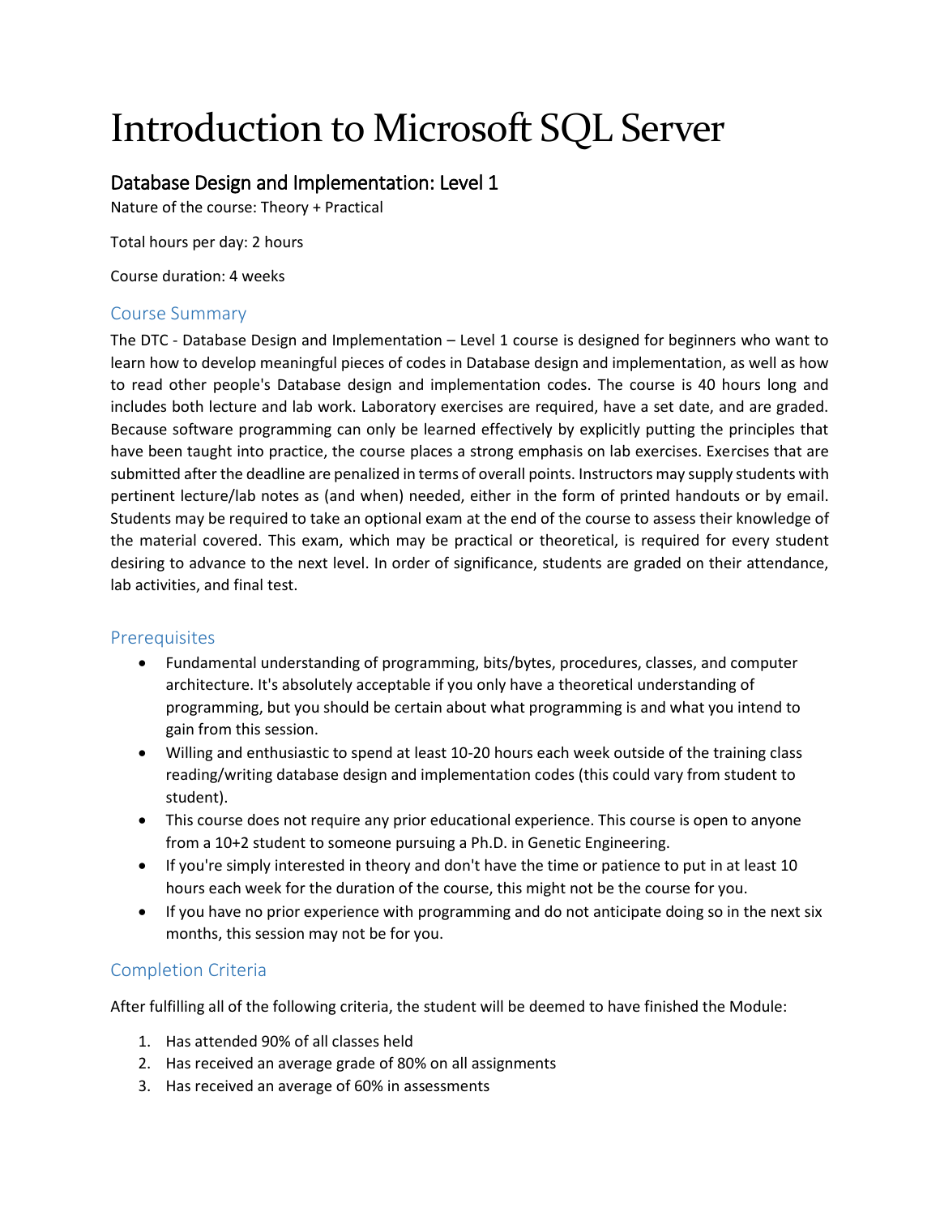# Introduction to Microsoft SQL Server

## Database Design and Implementation: Level 1

Nature of the course: Theory + Practical

Total hours per day: 2 hours

Course duration: 4 weeks

### Course Summary

The DTC - Database Design and Implementation – Level 1 course is designed for beginners who want to learn how to develop meaningful pieces of codes in Database design and implementation, as well as how to read other people's Database design and implementation codes. The course is 40 hours long and includes both lecture and lab work. Laboratory exercises are required, have a set date, and are graded. Because software programming can only be learned effectively by explicitly putting the principles that have been taught into practice, the course places a strong emphasis on lab exercises. Exercises that are submitted after the deadline are penalized in terms of overall points. Instructors may supply students with pertinent lecture/lab notes as (and when) needed, either in the form of printed handouts or by email. Students may be required to take an optional exam at the end of the course to assess their knowledge of the material covered. This exam, which may be practical or theoretical, is required for every student desiring to advance to the next level. In order of significance, students are graded on their attendance, lab activities, and final test.

### Prerequisites

- Fundamental understanding of programming, bits/bytes, procedures, classes, and computer architecture. It's absolutely acceptable if you only have a theoretical understanding of programming, but you should be certain about what programming is and what you intend to gain from this session.
- Willing and enthusiastic to spend at least 10-20 hours each week outside of the training class reading/writing database design and implementation codes (this could vary from student to student).
- This course does not require any prior educational experience. This course is open to anyone from a 10+2 student to someone pursuing a Ph.D. in Genetic Engineering.
- If you're simply interested in theory and don't have the time or patience to put in at least 10 hours each week for the duration of the course, this might not be the course for you.
- If you have no prior experience with programming and do not anticipate doing so in the next six months, this session may not be for you.

### Completion Criteria

After fulfilling all of the following criteria, the student will be deemed to have finished the Module:

1. Has attended 90% of all classes held
2. Has received an average grade of 80% on all assignments
3. Has received an average of 60% in assessments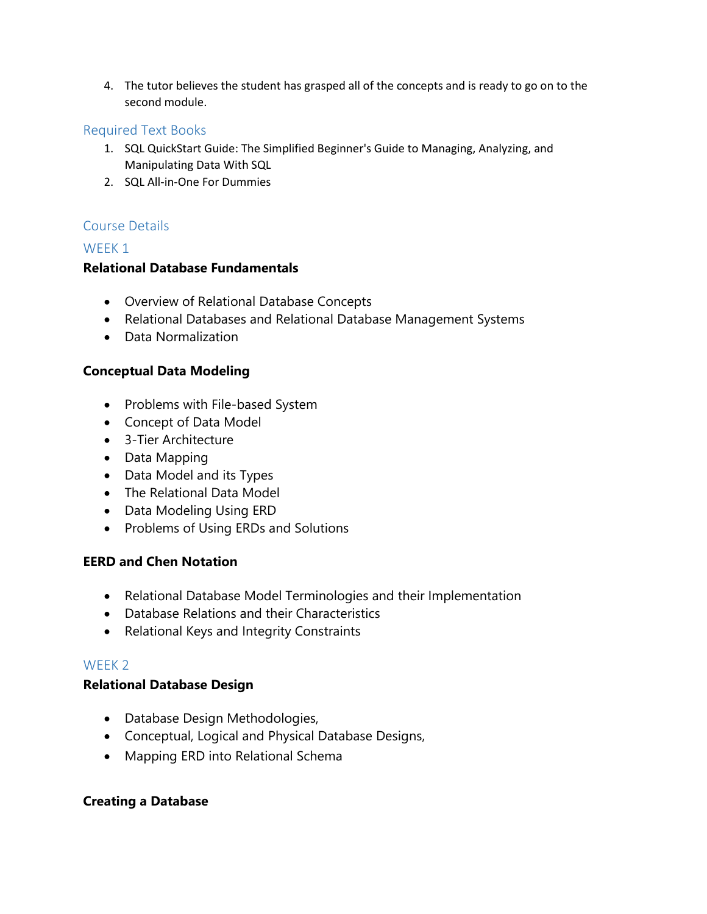4. The tutor believes the student has grasped all of the concepts and is ready to go on to the second module.

## Required Text Books

1. SQL QuickStart Guide: The Simplified Beginner's Guide to Managing, Analyzing, and Manipulating Data With SQL
2. SQL All-in-One For Dummies

## Course Details

### WEEK 1

**Relational Database Fundamentals**

- Overview of Relational Database Concepts
- Relational Databases and Relational Database Management Systems
- Data Normalization

**Conceptual Data Modeling**

- Problems with File-based System
- Concept of Data Model
- 3-Tier Architecture
- Data Mapping
- Data Model and its Types
- The Relational Data Model
- Data Modeling Using ERD
- Problems of Using ERDs and Solutions

**EERD and Chen Notation**

- Relational Database Model Terminologies and their Implementation
- Database Relations and their Characteristics
- Relational Keys and Integrity Constraints

### WEEK 2

**Relational Database Design**

- Database Design Methodologies,
- Conceptual, Logical and Physical Database Designs,
- Mapping ERD into Relational Schema

**Creating a Database**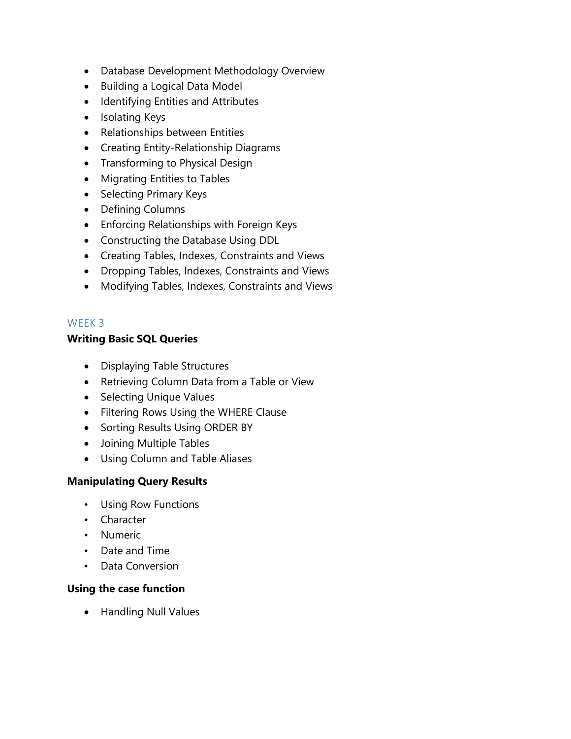- Database Development Methodology Overview
- Building a Logical Data Model
- Identifying Entities and Attributes
- Isolating Keys
- Relationships between Entities
- Creating Entity-Relationship Diagrams
- Transforming to Physical Design
- Migrating Entities to Tables
- Selecting Primary Keys
- Defining Columns
- Enforcing Relationships with Foreign Keys
- Constructing the Database Using DDL
- Creating Tables, Indexes, Constraints and Views
- Dropping Tables, Indexes, Constraints and Views
- Modifying Tables, Indexes, Constraints and Views

## WEEK 3

**Writing Basic SQL Queries**

- Displaying Table Structures
- Retrieving Column Data from a Table or View
- Selecting Unique Values
- Filtering Rows Using the WHERE Clause
- Sorting Results Using ORDER BY
- Joining Multiple Tables
- Using Column and Table Aliases

**Manipulating Query Results**

- Using Row Functions
- Character
- Numeric
- Date and Time
- Data Conversion

**Using the case function**

- Handling Null Values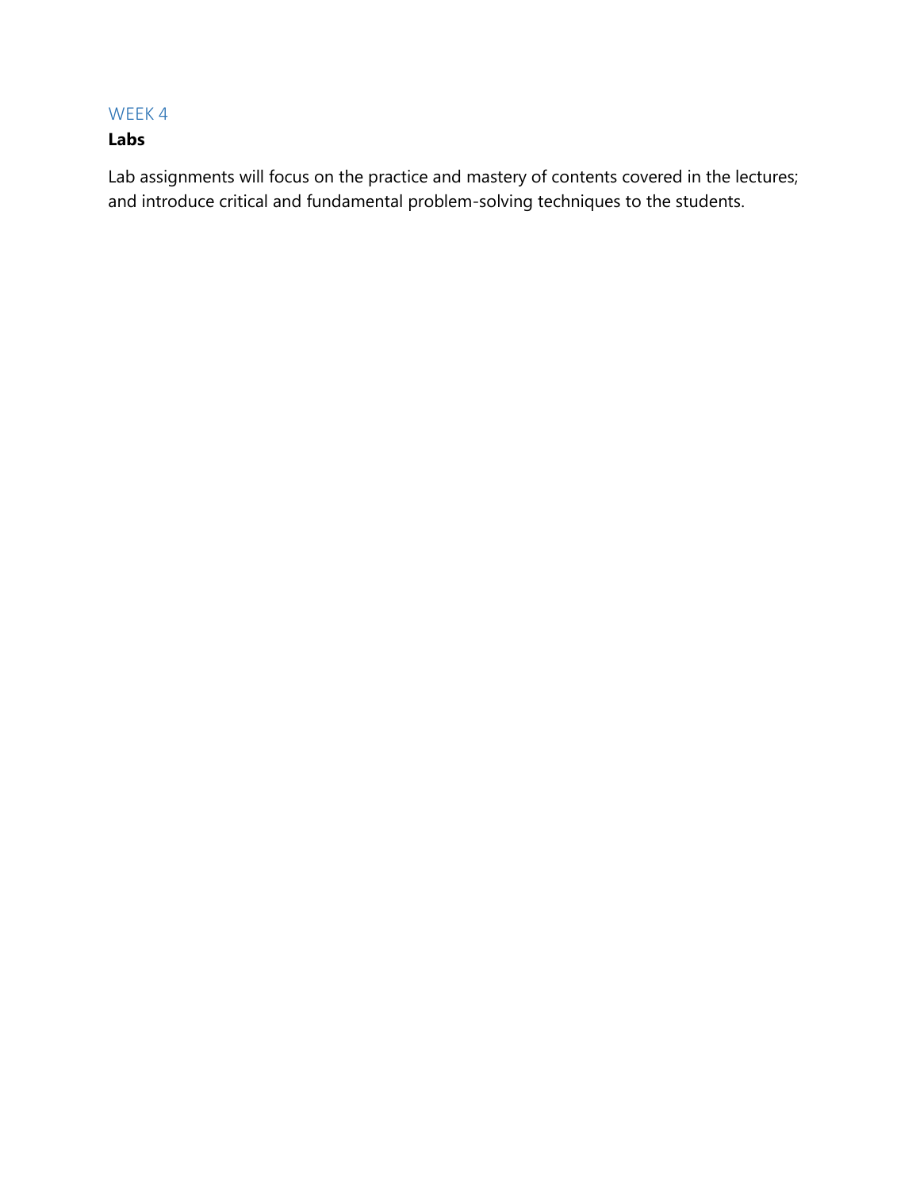## WEEK 4

**Labs**

Lab assignments will focus on the practice and mastery of contents covered in the lectures; and introduce critical and fundamental problem-solving techniques to the students.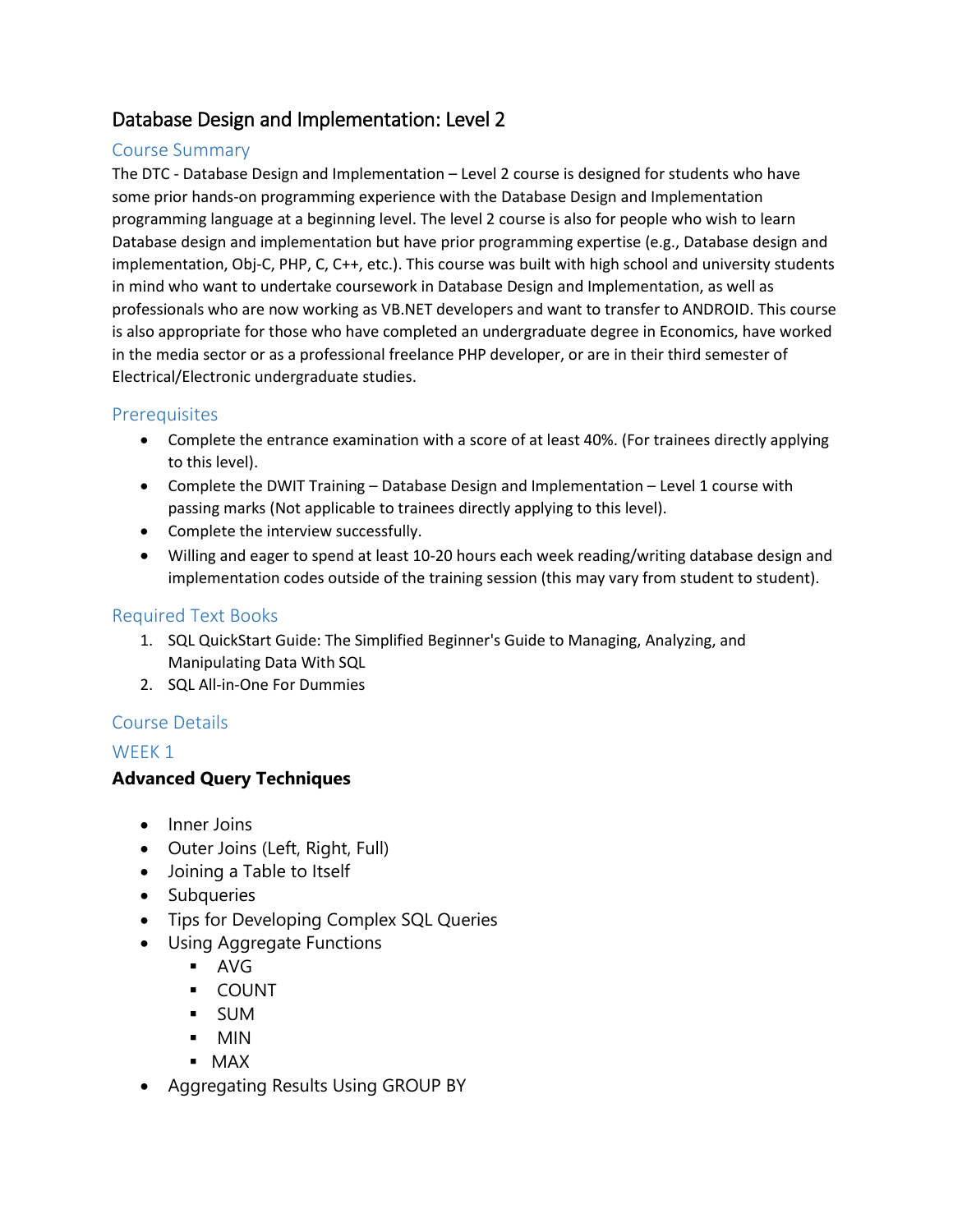# Database Design and Implementation: Level 2

## Course Summary

The DTC - Database Design and Implementation – Level 2 course is designed for students who have some prior hands-on programming experience with the Database Design and Implementation programming language at a beginning level. The level 2 course is also for people who wish to learn Database design and implementation but have prior programming expertise (e.g., Database design and implementation, Obj-C, PHP, C, C++, etc.). This course was built with high school and university students in mind who want to undertake coursework in Database Design and Implementation, as well as professionals who are now working as VB.NET developers and want to transfer to ANDROID. This course is also appropriate for those who have completed an undergraduate degree in Economics, have worked in the media sector or as a professional freelance PHP developer, or are in their third semester of Electrical/Electronic undergraduate studies.

## Prerequisites

- Complete the entrance examination with a score of at least 40%. (For trainees directly applying to this level).
- Complete the DWIT Training – Database Design and Implementation – Level 1 course with passing marks (Not applicable to trainees directly applying to this level).
- Complete the interview successfully.
- Willing and eager to spend at least 10-20 hours each week reading/writing database design and implementation codes outside of the training session (this may vary from student to student).

## Required Text Books

1. SQL QuickStart Guide: The Simplified Beginner's Guide to Managing, Analyzing, and Manipulating Data With SQL
2. SQL All-in-One For Dummies

## Course Details

### WEEK 1

**Advanced Query Techniques**

- Inner Joins
- Outer Joins (Left, Right, Full)
- Joining a Table to Itself
- Subqueries
- Tips for Developing Complex SQL Queries
- Using Aggregate Functions
  - AVG
  - COUNT
  - SUM
  - MIN
  - MAX
- Aggregating Results Using GROUP BY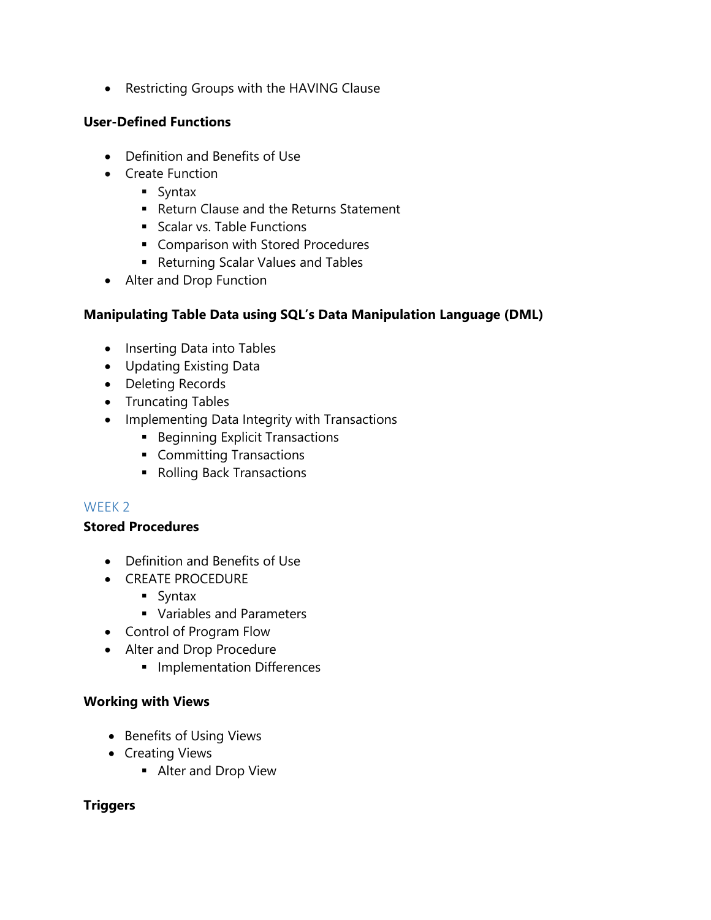- Restricting Groups with the HAVING Clause

**User-Defined Functions**

- Definition and Benefits of Use
- Create Function
  - Syntax
  - Return Clause and the Returns Statement
  - Scalar vs. Table Functions
  - Comparison with Stored Procedures
  - Returning Scalar Values and Tables
- Alter and Drop Function

**Manipulating Table Data using SQL's Data Manipulation Language (DML)**

- Inserting Data into Tables
- Updating Existing Data
- Deleting Records
- Truncating Tables
- Implementing Data Integrity with Transactions
  - Beginning Explicit Transactions
  - Committing Transactions
  - Rolling Back Transactions

## WEEK 2

**Stored Procedures**

- Definition and Benefits of Use
- CREATE PROCEDURE
  - Syntax
  - Variables and Parameters
- Control of Program Flow
- Alter and Drop Procedure
  - Implementation Differences

**Working with Views**

- Benefits of Using Views
- Creating Views
  - Alter and Drop View

**Triggers**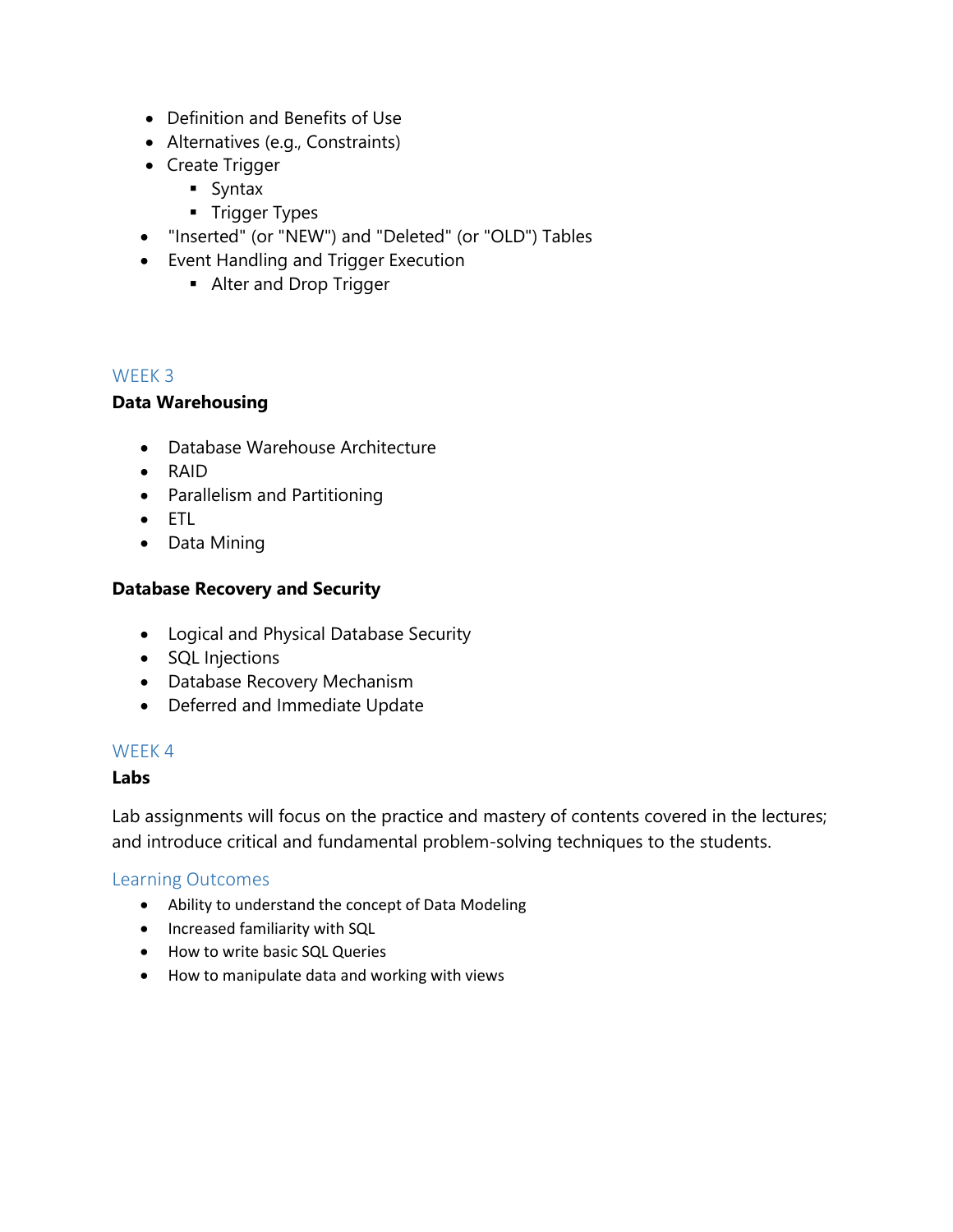- Definition and Benefits of Use
- Alternatives (e.g., Constraints)
- Create Trigger
    - Syntax
    - Trigger Types
- "Inserted" (or "NEW") and "Deleted" (or "OLD") Tables
- Event Handling and Trigger Execution
    - Alter and Drop Trigger

## WEEK 3

**Data Warehousing**

- Database Warehouse Architecture
- RAID
- Parallelism and Partitioning
- ETL
- Data Mining

**Database Recovery and Security**

- Logical and Physical Database Security
- SQL Injections
- Database Recovery Mechanism
- Deferred and Immediate Update

## WEEK 4

**Labs**

Lab assignments will focus on the practice and mastery of contents covered in the lectures; and introduce critical and fundamental problem-solving techniques to the students.

## Learning Outcomes

- Ability to understand the concept of Data Modeling
- Increased familiarity with SQL
- How to write basic SQL Queries
- How to manipulate data and working with views